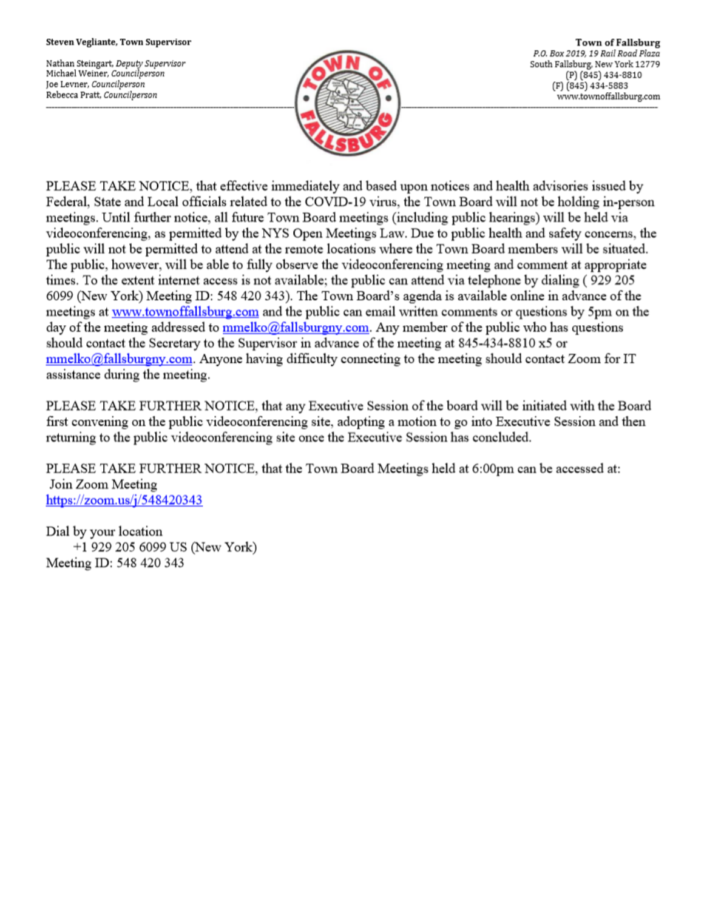**Steven Vegliante, Town Supervisor**

Nathan Steingart, *Deputy Supervisor*
Michael Weiner, *Councilperson*
Joe Levner, *Councilperson*
Rebecca Pratt, *Councilperson*

**Town of Fallsburg**
*P.O. Box 2019, 19 Rail Road Plaza*
South Fallsburg, New York 12779
(P) (845) 434-8810
(F) (845) 434-5883
www.townoffallsburg.com

---

PLEASE TAKE NOTICE, that effective immediately and based upon notices and health advisories issued by Federal, State and Local officials related to the COVID-19 virus, the Town Board will not be holding in-person meetings. Until further notice, all future Town Board meetings (including public hearings) will be held via videoconferencing, as permitted by the NYS Open Meetings Law. Due to public health and safety concerns, the public will not be permitted to attend at the remote locations where the Town Board members will be situated. The public, however, will be able to fully observe the videoconferencing meeting and comment at appropriate times. To the extent internet access is not available; the public can attend via telephone by dialing ( 929 205 6099 (New York) Meeting ID: 548 420 343). The Town Board's agenda is available online in advance of the meetings at [www.townoffallsburg.com](http://www.townoffallsburg.com) and the public can email written comments or questions by 5pm on the day of the meeting addressed to [mmelko@fallsburgny.com](mailto:mmelko@fallsburgny.com). Any member of the public who has questions should contact the Secretary to the Supervisor in advance of the meeting at 845-434-8810 x5 or [mmelko@fallsburgny.com](mailto:mmelko@fallsburgny.com). Anyone having difficulty connecting to the meeting should contact Zoom for IT assistance during the meeting.

PLEASE TAKE FURTHER NOTICE, that any Executive Session of the board will be initiated with the Board first convening on the public videoconferencing site, adopting a motion to go into Executive Session and then returning to the public videoconferencing site once the Executive Session has concluded.

PLEASE TAKE FURTHER NOTICE, that the Town Board Meetings held at 6:00pm can be accessed at:
Join Zoom Meeting
[https://zoom.us/j/548420343](https://zoom.us/j/548420343)

Dial by your location
+1 929 205 6099 US (New York)
Meeting ID: 548 420 343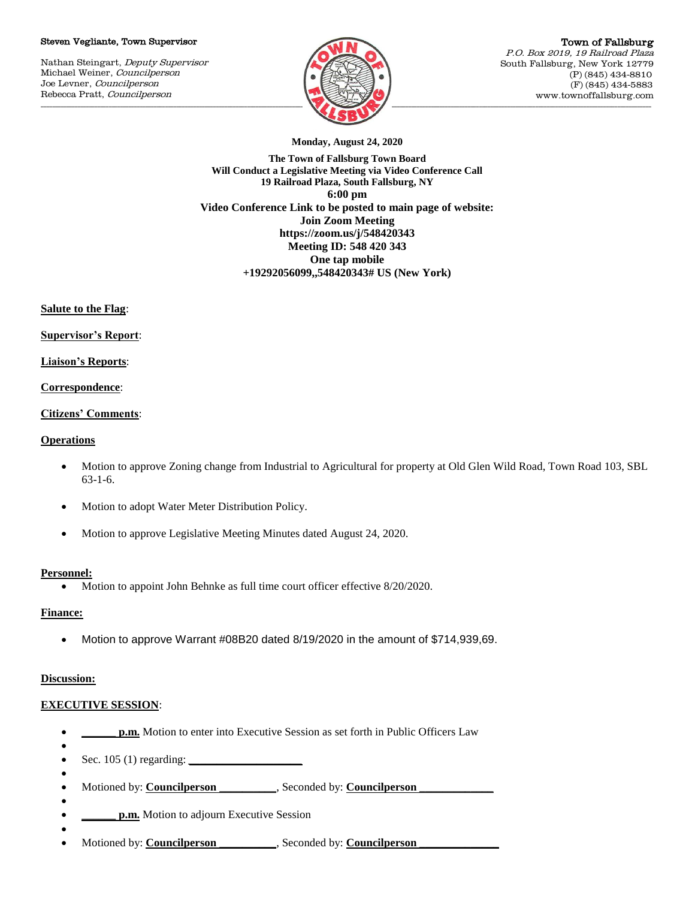Steven Vegliante, Town Supervisor

Nathan Steingart, *Deputy Supervisor*
Michael Weiner, *Councilperson*
Joe Levner, *Councilperson*
Rebecca Pratt, *Councilperson*

**Town of Fallsburg**
*P.O. Box 2019, 19 Railroad Plaza*
South Fallsburg, New York 12779
(P) (845) 434-8810
(F) (845) 434-5883
www.townoffallsburg.com

**Monday, August 24, 2020**

**The Town of Fallsburg Town Board**
**Will Conduct a Legislative Meeting via Video Conference Call**
**19 Railroad Plaza, South Fallsburg, NY**
**6:00 pm**
**Video Conference Link to be posted to main page of website:**
**Join Zoom Meeting**
**https://zoom.us/j/548420343**
**Meeting ID: 548 420 343**
**One tap mobile**
**+19292056099,,548420343# US (New York)**

**Salute to the Flag**:

**Supervisor's Report**:

**Liaison's Reports**:

**Correspondence**:

**Citizens' Comments**:

**Operations**

- Motion to approve Zoning change from Industrial to Agricultural for property at Old Glen Wild Road, Town Road 103, SBL 63-1-6.
- Motion to adopt Water Meter Distribution Policy.
- Motion to approve Legislative Meeting Minutes dated August 24, 2020.

**Personnel:**

- Motion to appoint John Behnke as full time court officer effective 8/20/2020.

**Finance:**

- Motion to approve Warrant #08B20 dated 8/19/2020 in the amount of $714,939,69.

**Discussion:**

**EXECUTIVE SESSION**:

- **______ p.m.** Motion to enter into Executive Session as set forth in Public Officers Law
- Sec. 105 (1) regarding: ____________________
- Motioned by: **Councilperson __________**, Seconded by: **Councilperson _____________**
- **______ p.m.** Motion to adjourn Executive Session
- Motioned by: **Councilperson __________**, Seconded by: **Councilperson ______________**